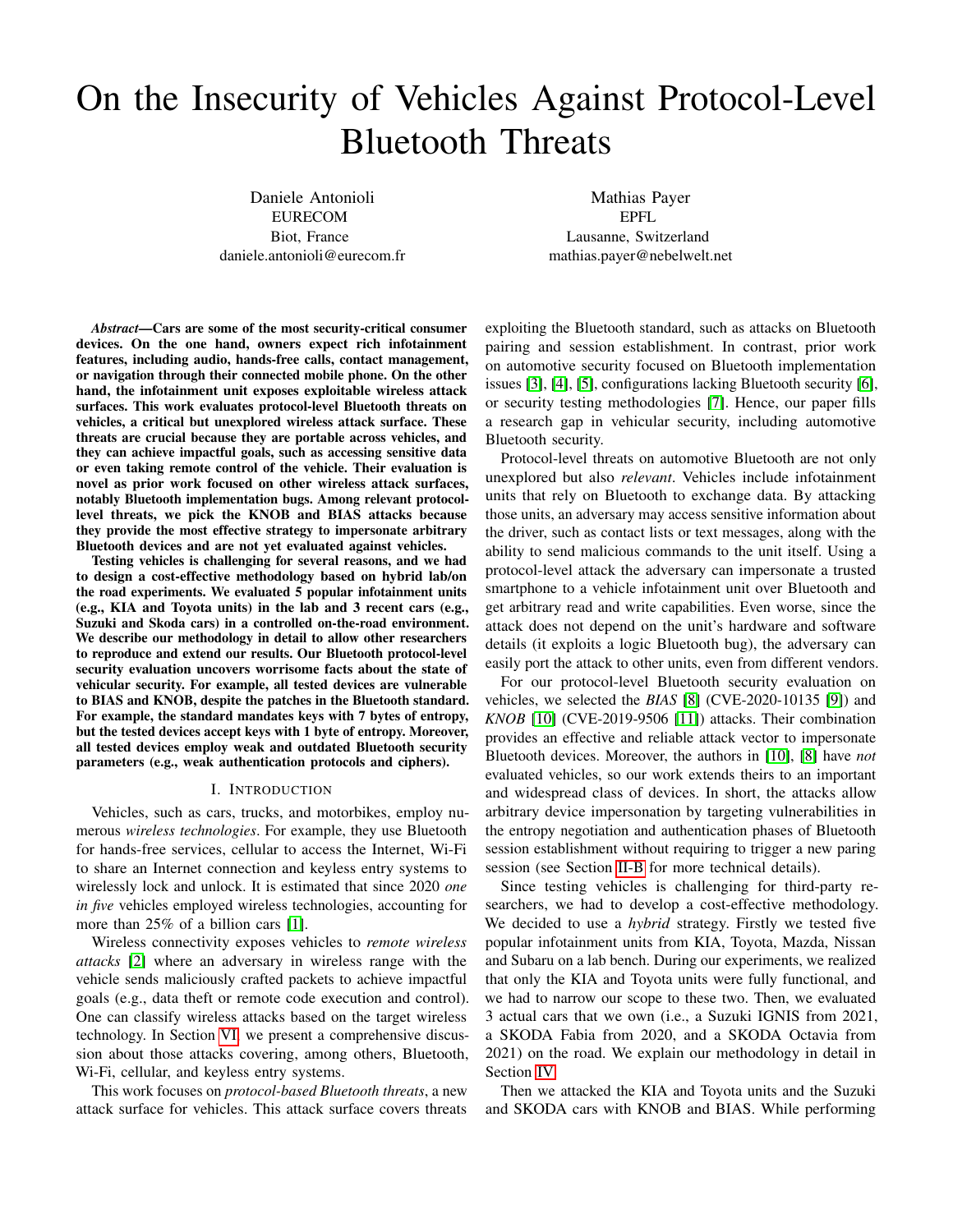# On the Insecurity of Vehicles Against Protocol-Level Bluetooth Threats

Daniele Antonioli
EURECOM
Biot, France
daniele.antonioli@eurecom.fr

Mathias Payer
EPFL
Lausanne, Switzerland
mathias.payer@nebelwelt.net

***Abstract*—Cars are some of the most security-critical consumer devices. On the one hand, owners expect rich infotainment features, including audio, hands-free calls, contact management, or navigation through their connected mobile phone. On the other hand, the infotainment unit exposes exploitable wireless attack surfaces. This work evaluates protocol-level Bluetooth threats on vehicles, a critical but unexplored wireless attack surface. These threats are crucial because they are portable across vehicles, and they can achieve impactful goals, such as accessing sensitive data or even taking remote control of the vehicle. Their evaluation is novel as prior work focused on other wireless attack surfaces, notably Bluetooth implementation bugs. Among relevant protocol-level threats, we pick the KNOB and BIAS attacks because they provide the most effective strategy to impersonate arbitrary Bluetooth devices and are not yet evaluated against vehicles.**

**Testing vehicles is challenging for several reasons, and we had to design a cost-effective methodology based on hybrid lab/on the road experiments. We evaluated 5 popular infotainment units (e.g., KIA and Toyota units) in the lab and 3 recent cars (e.g., Suzuki and Skoda cars) in a controlled on-the-road environment. We describe our methodology in detail to allow other researchers to reproduce and extend our results. Our Bluetooth protocol-level security evaluation uncovers worrisome facts about the state of vehicular security. For example, all tested devices are vulnerable to BIAS and KNOB, despite the patches in the Bluetooth standard. For example, the standard mandates keys with 7 bytes of entropy, but the tested devices accept keys with 1 byte of entropy. Moreover, all tested devices employ weak and outdated Bluetooth security parameters (e.g., weak authentication protocols and ciphers).**

## I. Introduction

Vehicles, such as cars, trucks, and motorbikes, employ numerous *wireless technologies*. For example, they use Bluetooth for hands-free services, cellular to access the Internet, Wi-Fi to share an Internet connection and keyless entry systems to wirelessly lock and unlock. It is estimated that since 2020 *one in five* vehicles employed wireless technologies, accounting for more than 25% of a billion cars [1].

Wireless connectivity exposes vehicles to *remote wireless attacks* [2] where an adversary in wireless range with the vehicle sends maliciously crafted packets to achieve impactful goals (e.g., data theft or remote code execution and control). One can classify wireless attacks based on the target wireless technology. In Section VI, we present a comprehensive discussion about those attacks covering, among others, Bluetooth, Wi-Fi, cellular, and keyless entry systems.

This work focuses on *protocol-based Bluetooth threats*, a new attack surface for vehicles. This attack surface covers threats exploiting the Bluetooth standard, such as attacks on Bluetooth pairing and session establishment. In contrast, prior work on automotive security focused on Bluetooth implementation issues [3], [4], [5], configurations lacking Bluetooth security [6], or security testing methodologies [7]. Hence, our paper fills a research gap in vehicular security, including automotive Bluetooth security.

Protocol-level threats on automotive Bluetooth are not only unexplored but also *relevant*. Vehicles include infotainment units that rely on Bluetooth to exchange data. By attacking those units, an adversary may access sensitive information about the driver, such as contact lists or text messages, along with the ability to send malicious commands to the unit itself. Using a protocol-level attack the adversary can impersonate a trusted smartphone to a vehicle infotainment unit over Bluetooth and get arbitrary read and write capabilities. Even worse, since the attack does not depend on the unit's hardware and software details (it exploits a logic Bluetooth bug), the adversary can easily port the attack to other units, even from different vendors.

For our protocol-level Bluetooth security evaluation on vehicles, we selected the *BIAS* [8] (CVE-2020-10135 [9]) and *KNOB* [10] (CVE-2019-9506 [11]) attacks. Their combination provides an effective and reliable attack vector to impersonate Bluetooth devices. Moreover, the authors in [10], [8] have *not* evaluated vehicles, so our work extends theirs to an important and widespread class of devices. In short, the attacks allow arbitrary device impersonation by targeting vulnerabilities in the entropy negotiation and authentication phases of Bluetooth session establishment without requiring to trigger a new paring session (see Section II-B for more technical details).

Since testing vehicles is challenging for third-party researchers, we had to develop a cost-effective methodology. We decided to use a *hybrid* strategy. Firstly we tested five popular infotainment units from KIA, Toyota, Mazda, Nissan and Subaru on a lab bench. During our experiments, we realized that only the KIA and Toyota units were fully functional, and we had to narrow our scope to these two. Then, we evaluated 3 actual cars that we own (i.e., a Suzuki IGNIS from 2021, a SKODA Fabia from 2020, and a SKODA Octavia from 2021) on the road. We explain our methodology in detail in Section IV.

Then we attacked the KIA and Toyota units and the Suzuki and SKODA cars with KNOB and BIAS. While performing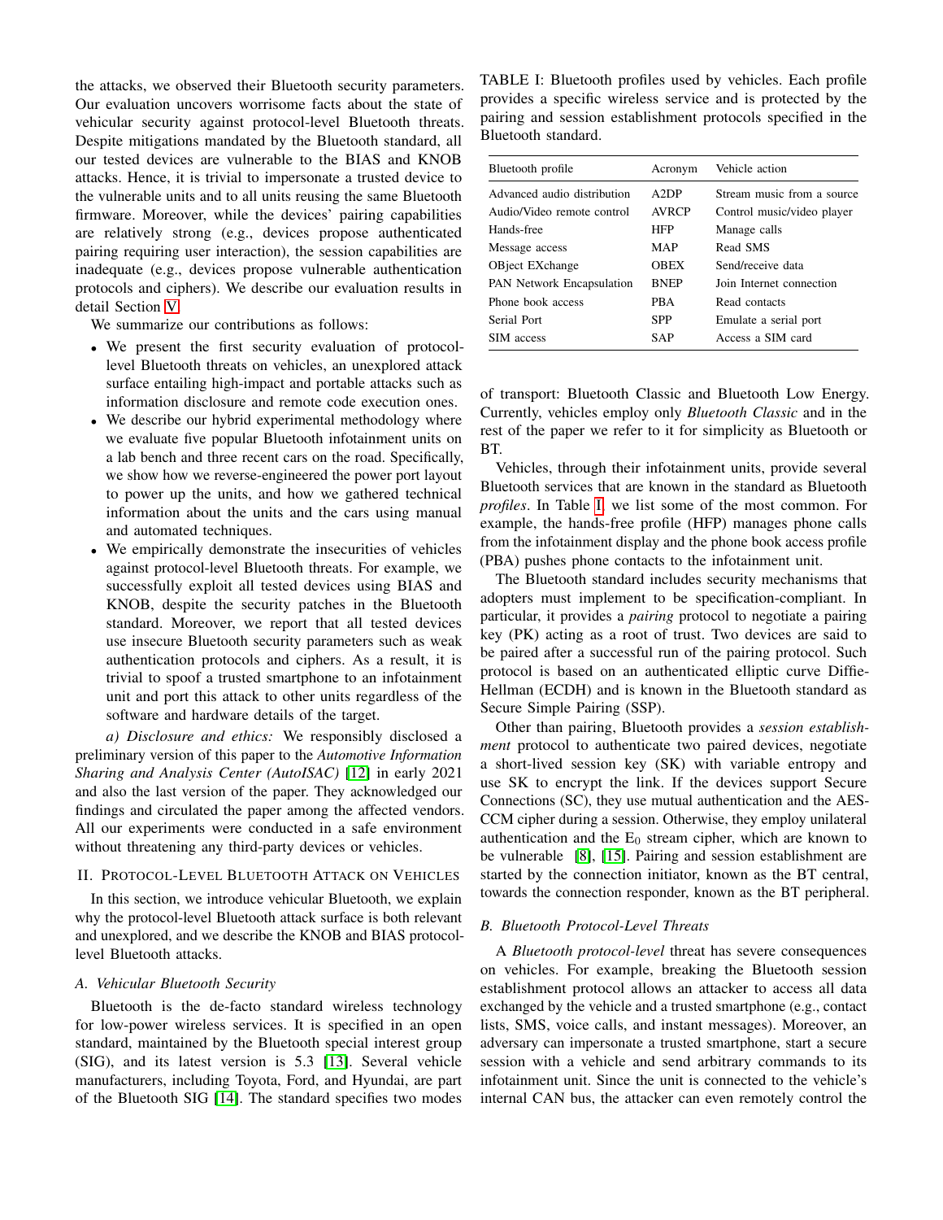the attacks, we observed their Bluetooth security parameters. Our evaluation uncovers worrisome facts about the state of vehicular security against protocol-level Bluetooth threats. Despite mitigations mandated by the Bluetooth standard, all our tested devices are vulnerable to the BIAS and KNOB attacks. Hence, it is trivial to impersonate a trusted device to the vulnerable units and to all units reusing the same Bluetooth firmware. Moreover, while the devices' pairing capabilities are relatively strong (e.g., devices propose authenticated pairing requiring user interaction), the session capabilities are inadequate (e.g., devices propose vulnerable authentication protocols and ciphers). We describe our evaluation results in detail Section V.

We summarize our contributions as follows:

- We present the first security evaluation of protocol-level Bluetooth threats on vehicles, an unexplored attack surface entailing high-impact and portable attacks such as information disclosure and remote code execution ones.
- We describe our hybrid experimental methodology where we evaluate five popular Bluetooth infotainment units on a lab bench and three recent cars on the road. Specifically, we show how we reverse-engineered the power port layout to power up the units, and how we gathered technical information about the units and the cars using manual and automated techniques.
- We empirically demonstrate the insecurities of vehicles against protocol-level Bluetooth threats. For example, we successfully exploit all tested devices using BIAS and KNOB, despite the security patches in the Bluetooth standard. Moreover, we report that all tested devices use insecure Bluetooth security parameters such as weak authentication protocols and ciphers. As a result, it is trivial to spoof a trusted smartphone to an infotainment unit and port this attack to other units regardless of the software and hardware details of the target.

*a) Disclosure and ethics:* We responsibly disclosed a preliminary version of this paper to the *Automotive Information Sharing and Analysis Center (AutoISAC)* [12] in early 2021 and also the last version of the paper. They acknowledged our findings and circulated the paper among the affected vendors. All our experiments were conducted in a safe environment without threatening any third-party devices or vehicles.

## II. Protocol-Level Bluetooth Attack on Vehicles

In this section, we introduce vehicular Bluetooth, we explain why the protocol-level Bluetooth attack surface is both relevant and unexplored, and we describe the KNOB and BIAS protocol-level Bluetooth attacks.

### A. Vehicular Bluetooth Security

Bluetooth is the de-facto standard wireless technology for low-power wireless services. It is specified in an open standard, maintained by the Bluetooth special interest group (SIG), and its latest version is 5.3 [13]. Several vehicle manufacturers, including Toyota, Ford, and Hyundai, are part of the Bluetooth SIG [14]. The standard specifies two modes of transport: Bluetooth Classic and Bluetooth Low Energy. Currently, vehicles employ only *Bluetooth Classic* and in the rest of the paper we refer to it for simplicity as Bluetooth or BT.

TABLE I: Bluetooth profiles used by vehicles. Each profile provides a specific wireless service and is protected by the pairing and session establishment protocols specified in the Bluetooth standard.

| Bluetooth profile | Acronym | Vehicle action |
|---|---|---|
| Advanced audio distribution | A2DP | Stream music from a source |
| Audio/Video remote control | AVRCP | Control music/video player |
| Hands-free | HFP | Manage calls |
| Message access | MAP | Read SMS |
| OBject EXchange | OBEX | Send/receive data |
| PAN Network Encapsulation | BNEP | Join Internet connection |
| Phone book access | PBA | Read contacts |
| Serial Port | SPP | Emulate a serial port |
| SIM access | SAP | Access a SIM card |

Vehicles, through their infotainment units, provide several Bluetooth services that are known in the standard as Bluetooth *profiles*. In Table I, we list some of the most common. For example, the hands-free profile (HFP) manages phone calls from the infotainment display and the phone book access profile (PBA) pushes phone contacts to the infotainment unit.

The Bluetooth standard includes security mechanisms that adopters must implement to be specification-compliant. In particular, it provides a *pairing* protocol to negotiate a pairing key (PK) acting as a root of trust. Two devices are said to be paired after a successful run of the pairing protocol. Such protocol is based on an authenticated elliptic curve Diffie-Hellman (ECDH) and is known in the Bluetooth standard as Secure Simple Pairing (SSP).

Other than pairing, Bluetooth provides a *session establishment* protocol to authenticate two paired devices, negotiate a short-lived session key (SK) with variable entropy and use SK to encrypt the link. If the devices support Secure Connections (SC), they use mutual authentication and the AES-CCM cipher during a session. Otherwise, they employ unilateral authentication and the $E_0$ stream cipher, which are known to be vulnerable [8], [15]. Pairing and session establishment are started by the connection initiator, known as the BT central, towards the connection responder, known as the BT peripheral.

### B. Bluetooth Protocol-Level Threats

A *Bluetooth protocol-level* threat has severe consequences on vehicles. For example, breaking the Bluetooth session establishment protocol allows an attacker to access all data exchanged by the vehicle and a trusted smartphone (e.g., contact lists, SMS, voice calls, and instant messages). Moreover, an adversary can impersonate a trusted smartphone, start a secure session with a vehicle and send arbitrary commands to its infotainment unit. Since the unit is connected to the vehicle's internal CAN bus, the attacker can even remotely control the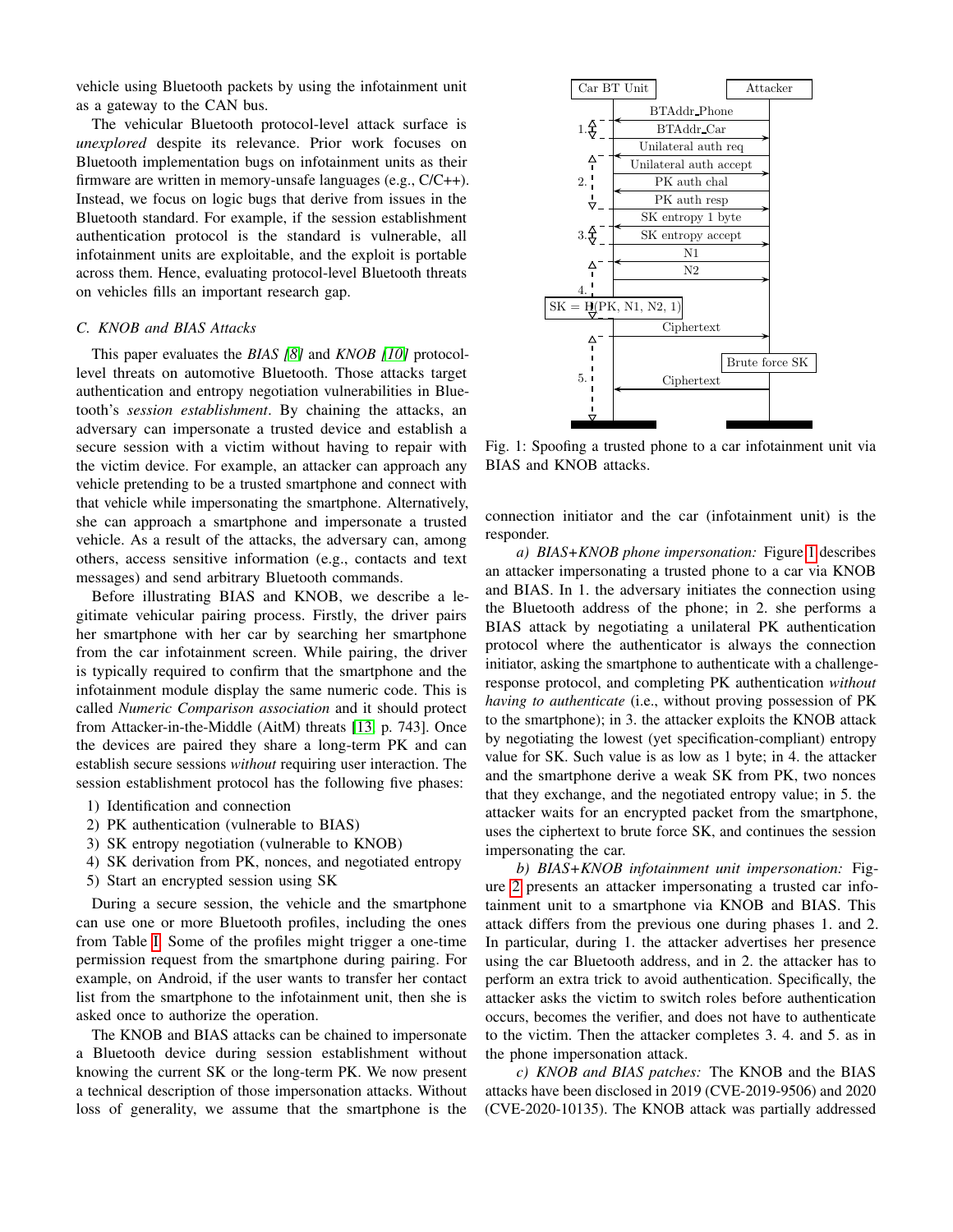vehicle using Bluetooth packets by using the infotainment unit as a gateway to the CAN bus.

The vehicular Bluetooth protocol-level attack surface is *unexplored* despite its relevance. Prior work focuses on Bluetooth implementation bugs on infotainment units as their firmware are written in memory-unsafe languages (e.g., C/C++). Instead, we focus on logic bugs that derive from issues in the Bluetooth standard. For example, if the session establishment authentication protocol is the standard is vulnerable, all infotainment units are exploitable, and the exploit is portable across them. Hence, evaluating protocol-level Bluetooth threats on vehicles fills an important research gap.

### C. KNOB and BIAS Attacks

This paper evaluates the *BIAS [8]* and *KNOB [10]* protocol-level threats on automotive Bluetooth. Those attacks target authentication and entropy negotiation vulnerabilities in Bluetooth's *session establishment*. By chaining the attacks, an adversary can impersonate a trusted device and establish a secure session with a victim without having to repair with the victim device. For example, an attacker can approach any vehicle pretending to be a trusted smartphone and connect with that vehicle while impersonating the smartphone. Alternatively, she can approach a smartphone and impersonate a trusted vehicle. As a result of the attacks, the adversary can, among others, access sensitive information (e.g., contacts and text messages) and send arbitrary Bluetooth commands.

Before illustrating BIAS and KNOB, we describe a legitimate vehicular pairing process. Firstly, the driver pairs her smartphone with her car by searching her smartphone from the car infotainment screen. While pairing, the driver is typically required to confirm that the smartphone and the infotainment module display the same numeric code. This is called *Numeric Comparison association* and it should protect from Attacker-in-the-Middle (AitM) threats [13, p. 743]. Once the devices are paired they share a long-term PK and can establish secure sessions *without* requiring user interaction. The session establishment protocol has the following five phases:

1) Identification and connection
2) PK authentication (vulnerable to BIAS)
3) SK entropy negotiation (vulnerable to KNOB)
4) SK derivation from PK, nonces, and negotiated entropy
5) Start an encrypted session using SK

During a secure session, the vehicle and the smartphone can use one or more Bluetooth profiles, including the ones from Table I. Some of the profiles might trigger a one-time permission request from the smartphone during pairing. For example, on Android, if the user wants to transfer her contact list from the smartphone to the infotainment unit, then she is asked once to authorize the operation.

The KNOB and BIAS attacks can be chained to impersonate a Bluetooth device during session establishment without knowing the current SK or the long-term PK. We now present a technical description of those impersonation attacks. Without loss of generality, we assume that the smartphone is the connection initiator and the car (infotainment unit) is the responder.

Fig. 1: Spoofing a trusted phone to a car infotainment unit via BIAS and KNOB attacks.

*a) BIAS+KNOB phone impersonation:* Figure 1 describes an attacker impersonating a trusted phone to a car via KNOB and BIAS. In 1. the adversary initiates the connection using the Bluetooth address of the phone; in 2. she performs a BIAS attack by negotiating a unilateral PK authentication protocol where the authenticator is always the connection initiator, asking the smartphone to authenticate with a challenge-response protocol, and completing PK authentication *without having to authenticate* (i.e., without proving possession of PK to the smartphone); in 3. the attacker exploits the KNOB attack by negotiating the lowest (yet specification-compliant) entropy value for SK. Such value is as low as 1 byte; in 4. the attacker and the smartphone derive a weak SK from PK, two nonces that they exchange, and the negotiated entropy value; in 5. the attacker waits for an encrypted packet from the smartphone, uses the ciphertext to brute force SK, and continues the session impersonating the car.

*b) BIAS+KNOB infotainment unit impersonation:* Figure 2 presents an attacker impersonating a trusted car infotainment unit to a smartphone via KNOB and BIAS. This attack differs from the previous one during phases 1. and 2. In particular, during 1. the attacker advertises her presence using the car Bluetooth address, and in 2. the attacker has to perform an extra trick to avoid authentication. Specifically, the attacker asks the victim to switch roles before authentication occurs, becomes the verifier, and does not have to authenticate to the victim. Then the attacker completes 3. 4. and 5. as in the phone impersonation attack.

*c) KNOB and BIAS patches:* The KNOB and the BIAS attacks have been disclosed in 2019 (CVE-2019-9506) and 2020 (CVE-2020-10135). The KNOB attack was partially addressed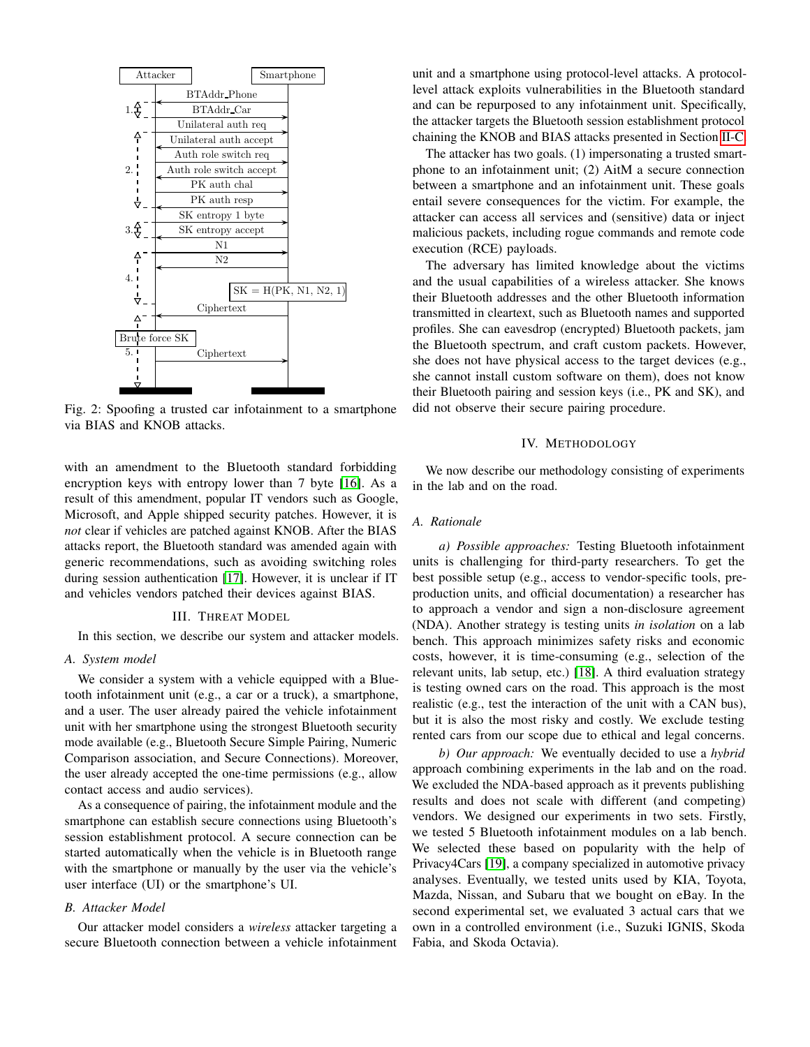Fig. 2: Spoofing a trusted car infotainment to a smartphone via BIAS and KNOB attacks.

with an amendment to the Bluetooth standard forbidding encryption keys with entropy lower than 7 byte [16]. As a result of this amendment, popular IT vendors such as Google, Microsoft, and Apple shipped security patches. However, it is *not* clear if vehicles are patched against KNOB. After the BIAS attacks report, the Bluetooth standard was amended again with generic recommendations, such as avoiding switching roles during session authentication [17]. However, it is unclear if IT and vehicles vendors patched their devices against BIAS.

## III. Threat Model

In this section, we describe our system and attacker models.

### A. System model

We consider a system with a vehicle equipped with a Bluetooth infotainment unit (e.g., a car or a truck), a smartphone, and a user. The user already paired the vehicle infotainment unit with her smartphone using the strongest Bluetooth security mode available (e.g., Bluetooth Secure Simple Pairing, Numeric Comparison association, and Secure Connections). Moreover, the user already accepted the one-time permissions (e.g., allow contact access and audio services).

As a consequence of pairing, the infotainment module and the smartphone can establish secure connections using Bluetooth's session establishment protocol. A secure connection can be started automatically when the vehicle is in Bluetooth range with the smartphone or manually by the user via the vehicle's user interface (UI) or the smartphone's UI.

### B. Attacker Model

Our attacker model considers a *wireless* attacker targeting a secure Bluetooth connection between a vehicle infotainment unit and a smartphone using protocol-level attacks. A protocol-level attack exploits vulnerabilities in the Bluetooth standard and can be repurposed to any infotainment unit. Specifically, the attacker targets the Bluetooth session establishment protocol chaining the KNOB and BIAS attacks presented in Section II-C.

The attacker has two goals. (1) impersonating a trusted smartphone to an infotainment unit; (2) AitM a secure connection between a smartphone and an infotainment unit. These goals entail severe consequences for the victim. For example, the attacker can access all services and (sensitive) data or inject malicious packets, including rogue commands and remote code execution (RCE) payloads.

The adversary has limited knowledge about the victims and the usual capabilities of a wireless attacker. She knows their Bluetooth addresses and the other Bluetooth information transmitted in cleartext, such as Bluetooth names and supported profiles. She can eavesdrop (encrypted) Bluetooth packets, jam the Bluetooth spectrum, and craft custom packets. However, she does not have physical access to the target devices (e.g., she cannot install custom software on them), does not know their Bluetooth pairing and session keys (i.e., PK and SK), and did not observe their secure pairing procedure.

## IV. Methodology

We now describe our methodology consisting of experiments in the lab and on the road.

### A. Rationale

*a) Possible approaches:* Testing Bluetooth infotainment units is challenging for third-party researchers. To get the best possible setup (e.g., access to vendor-specific tools, pre-production units, and official documentation) a researcher has to approach a vendor and sign a non-disclosure agreement (NDA). Another strategy is testing units *in isolation* on a lab bench. This approach minimizes safety risks and economic costs, however, it is time-consuming (e.g., selection of the relevant units, lab setup, etc.) [18]. A third evaluation strategy is testing owned cars on the road. This approach is the most realistic (e.g., test the interaction of the unit with a CAN bus), but it is also the most risky and costly. We exclude testing rented cars from our scope due to ethical and legal concerns.

*b) Our approach:* We eventually decided to use a *hybrid* approach combining experiments in the lab and on the road. We excluded the NDA-based approach as it prevents publishing results and does not scale with different (and competing) vendors. We designed our experiments in two sets. Firstly, we tested 5 Bluetooth infotainment modules on a lab bench. We selected these based on popularity with the help of Privacy4Cars [19], a company specialized in automotive privacy analyses. Eventually, we tested units used by KIA, Toyota, Mazda, Nissan, and Subaru that we bought on eBay. In the second experimental set, we evaluated 3 actual cars that we own in a controlled environment (i.e., Suzuki IGNIS, Skoda Fabia, and Skoda Octavia).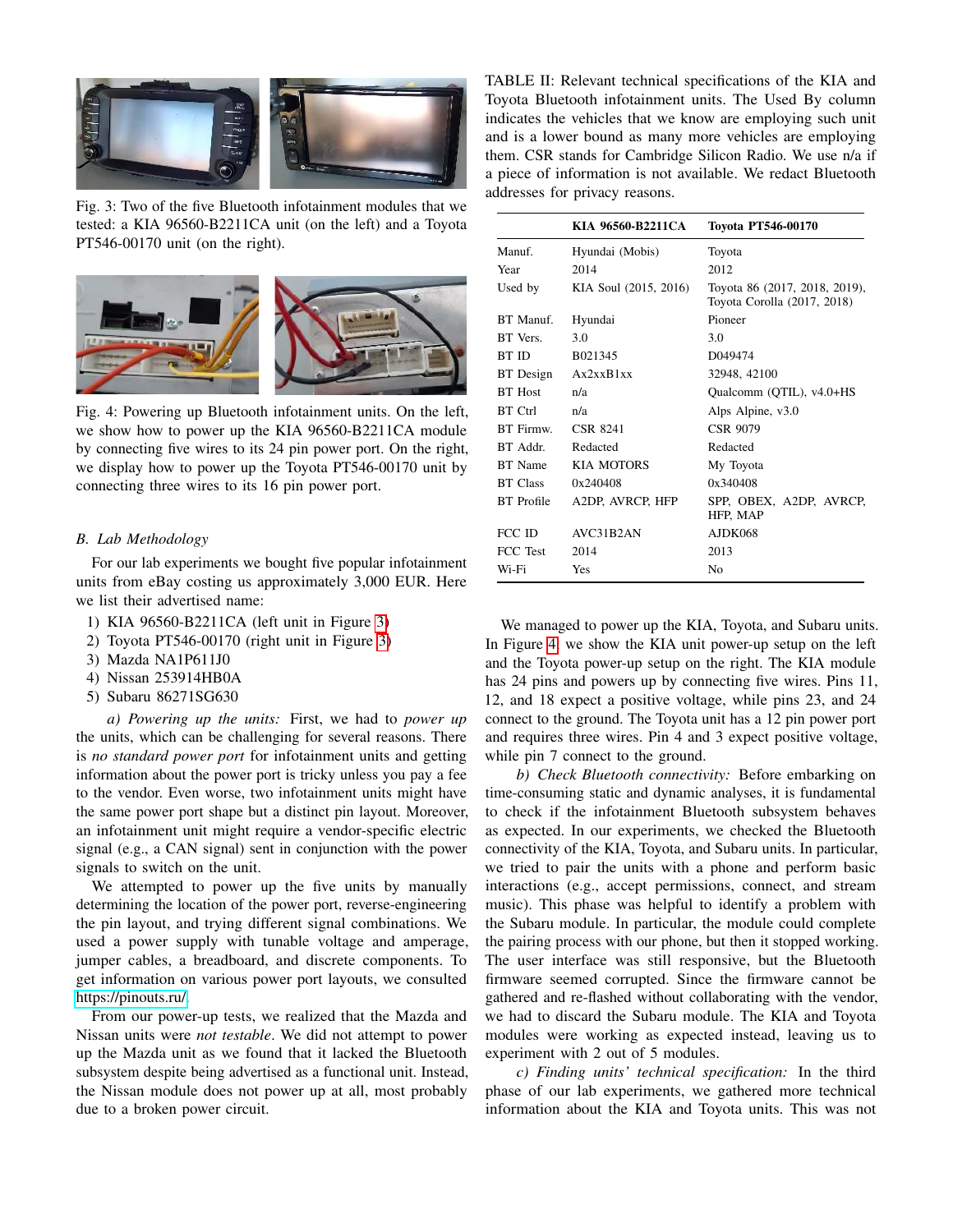Fig. 3: Two of the five Bluetooth infotainment modules that we tested: a KIA 96560-B2211CA unit (on the left) and a Toyota PT546-00170 unit (on the right).

Fig. 4: Powering up Bluetooth infotainment units. On the left, we show how to power up the KIA 96560-B2211CA module by connecting five wires to its 24 pin power port. On the right, we display how to power up the Toyota PT546-00170 unit by connecting three wires to its 16 pin power port.

### B. Lab Methodology

For our lab experiments we bought five popular infotainment units from eBay costing us approximately 3,000 EUR. Here we list their advertised name:

1) KIA 96560-B2211CA (left unit in Figure 3)
2) Toyota PT546-00170 (right unit in Figure 3)
3) Mazda NA1P611J0
4) Nissan 253914HB0A
5) Subaru 86271SG630

*a) Powering up the units:* First, we had to *power up* the units, which can be challenging for several reasons. There is *no standard power port* for infotainment units and getting information about the power port is tricky unless you pay a fee to the vendor. Even worse, two infotainment units might have the same power port shape but a distinct pin layout. Moreover, an infotainment unit might require a vendor-specific electric signal (e.g., a CAN signal) sent in conjunction with the power signals to switch on the unit.

We attempted to power up the five units by manually determining the location of the power port, reverse-engineering the pin layout, and trying different signal combinations. We used a power supply with tunable voltage and amperage, jumper cables, a breadboard, and discrete components. To get information on various power port layouts, we consulted https://pinouts.ru/.

From our power-up tests, we realized that the Mazda and Nissan units were *not testable*. We did not attempt to power up the Mazda unit as we found that it lacked the Bluetooth subsystem despite being advertised as a functional unit. Instead, the Nissan module does not power up at all, most probably due to a broken power circuit.

TABLE II: Relevant technical specifications of the KIA and Toyota Bluetooth infotainment units. The Used By column indicates the vehicles that we know are employing such unit and is a lower bound as many more vehicles are employing them. CSR stands for Cambridge Silicon Radio. We use n/a if a piece of information is not available. We redact Bluetooth addresses for privacy reasons.

| | KIA 96560-B2211CA | Toyota PT546-00170 |
|---|---|---|
| Manuf. | Hyundai (Mobis) | Toyota |
| Year | 2014 | 2012 |
| Used by | KIA Soul (2015, 2016) | Toyota 86 (2017, 2018, 2019), Toyota Corolla (2017, 2018) |
| BT Manuf. | Hyundai | Pioneer |
| BT Vers. | 3.0 | 3.0 |
| BT ID | B021345 | D049474 |
| BT Design | Ax2xxB1xx | 32948, 42100 |
| BT Host | n/a | Qualcomm (QTIL), v4.0+HS |
| BT Ctrl | n/a | Alps Alpine, v3.0 |
| BT Firmw. | CSR 8241 | CSR 9079 |
| BT Addr. | Redacted | Redacted |
| BT Name | KIA MOTORS | My Toyota |
| BT Class | 0x240408 | 0x340408 |
| BT Profile | A2DP, AVRCP, HFP | SPP, OBEX, A2DP, AVRCP, HFP, MAP |
| FCC ID | AVC31B2AN | AJDK068 |
| FCC Test | 2014 | 2013 |
| Wi-Fi | Yes | No |

We managed to power up the KIA, Toyota, and Subaru units. In Figure 4, we show the KIA unit power-up setup on the left and the Toyota power-up setup on the right. The KIA module has 24 pins and powers up by connecting five wires. Pins 11, 12, and 18 expect a positive voltage, while pins 23, and 24 connect to the ground. The Toyota unit has a 12 pin power port and requires three wires. Pin 4 and 3 expect positive voltage, while pin 7 connect to the ground.

*b) Check Bluetooth connectivity:* Before embarking on time-consuming static and dynamic analyses, it is fundamental to check if the infotainment Bluetooth subsystem behaves as expected. In our experiments, we checked the Bluetooth connectivity of the KIA, Toyota, and Subaru units. In particular, we tried to pair the units with a phone and perform basic interactions (e.g., accept permissions, connect, and stream music). This phase was helpful to identify a problem with the Subaru module. In particular, the module could complete the pairing process with our phone, but then it stopped working. The user interface was still responsive, but the Bluetooth firmware seemed corrupted. Since the firmware cannot be gathered and re-flashed without collaborating with the vendor, we had to discard the Subaru module. The KIA and Toyota modules were working as expected instead, leaving us to experiment with 2 out of 5 modules.

*c) Finding units' technical specification:* In the third phase of our lab experiments, we gathered more technical information about the KIA and Toyota units. This was not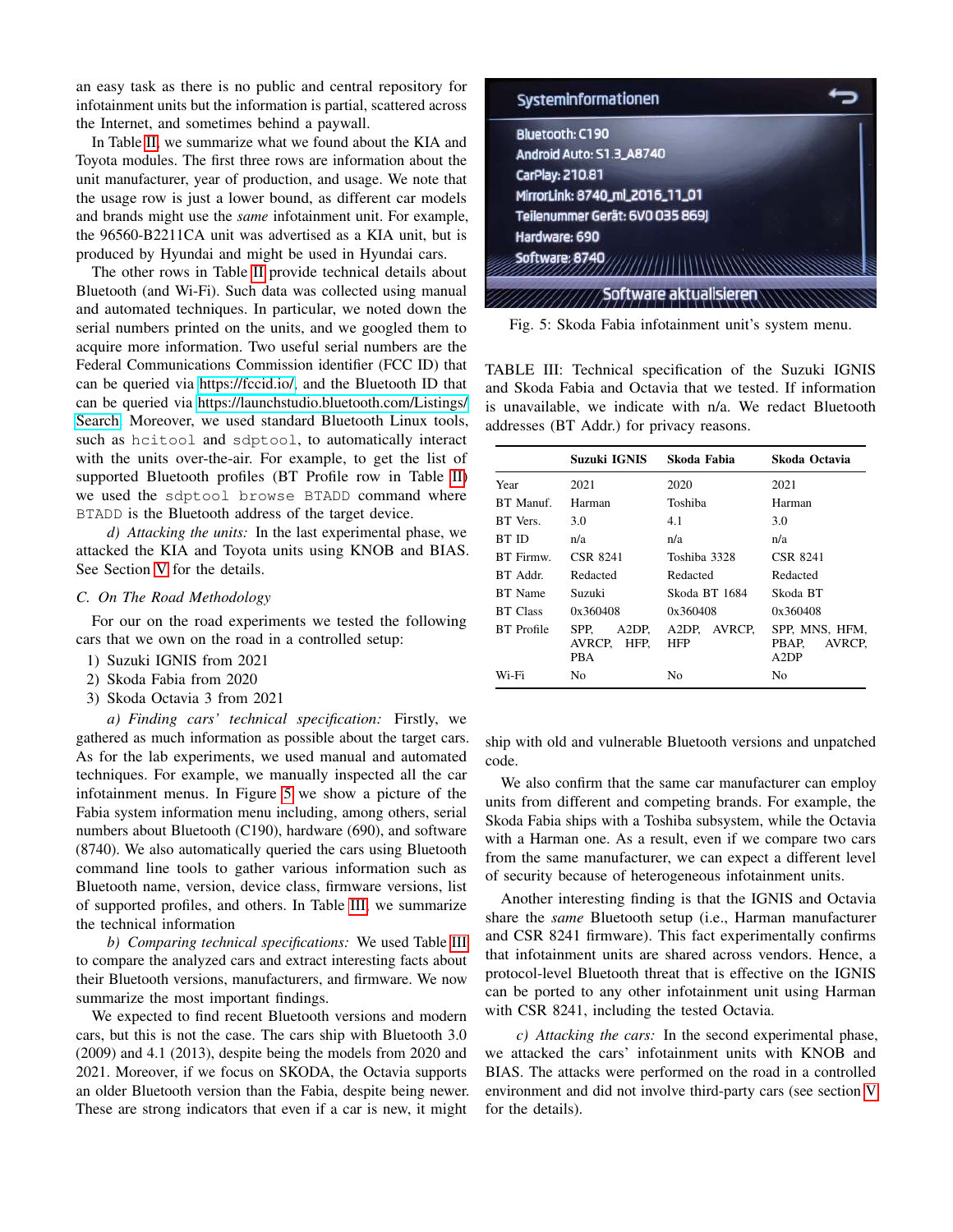an easy task as there is no public and central repository for infotainment units but the information is partial, scattered across the Internet, and sometimes behind a paywall.

In Table II, we summarize what we found about the KIA and Toyota modules. The first three rows are information about the unit manufacturer, year of production, and usage. We note that the usage row is just a lower bound, as different car models and brands might use the *same* infotainment unit. For example, the 96560-B2211CA unit was advertised as a KIA unit, but is produced by Hyundai and might be used in Hyundai cars.

The other rows in Table II provide technical details about Bluetooth (and Wi-Fi). Such data was collected using manual and automated techniques. In particular, we noted down the serial numbers printed on the units, and we googled them to acquire more information. Two useful serial numbers are the Federal Communications Commission identifier (FCC ID) that can be queried via https://fccid.io/, and the Bluetooth ID that can be queried via https://launchstudio.bluetooth.com/Listings/Search. Moreover, we used standard Bluetooth Linux tools, such as `hcitool` and `sdptool`, to automatically interact with the units over-the-air. For example, to get the list of supported Bluetooth profiles (BT Profile row in Table II) we used the `sdptool browse BTADD` command where `BTADD` is the Bluetooth address of the target device.

*d) Attacking the units:* In the last experimental phase, we attacked the KIA and Toyota units using KNOB and BIAS. See Section V for the details.

### C. On The Road Methodology

For our on the road experiments we tested the following cars that we own on the road in a controlled setup:

1) Suzuki IGNIS from 2021
2) Skoda Fabia from 2020
3) Skoda Octavia 3 from 2021

*a) Finding cars' technical specification:* Firstly, we gathered as much information as possible about the target cars. As for the lab experiments, we used manual and automated techniques. For example, we manually inspected all the car infotainment menus. In Figure 5 we show a picture of the Fabia system information menu including, among others, serial numbers about Bluetooth (C190), hardware (690), and software (8740). We also automatically queried the cars using Bluetooth command line tools to gather various information such as Bluetooth name, version, device class, firmware versions, list of supported profiles, and others. In Table III, we summarize the technical information

*b) Comparing technical specifications:* We used Table III to compare the analyzed cars and extract interesting facts about their Bluetooth versions, manufacturers, and firmware. We now summarize the most important findings.

We expected to find recent Bluetooth versions and modern cars, but this is not the case. The cars ship with Bluetooth 3.0 (2009) and 4.1 (2013), despite being the models from 2020 and 2021. Moreover, if we focus on SKODA, the Octavia supports an older Bluetooth version than the Fabia, despite being newer. These are strong indicators that even if a car is new, it might ship with old and vulnerable Bluetooth versions and unpatched code.

We also confirm that the same car manufacturer can employ units from different and competing brands. For example, the Skoda Fabia ships with a Toshiba subsystem, while the Octavia with a Harman one. As a result, even if we compare two cars from the same manufacturer, we can expect a different level of security because of heterogeneous infotainment units.

Another interesting finding is that the IGNIS and Octavia share the *same* Bluetooth setup (i.e., Harman manufacturer and CSR 8241 firmware). This fact experimentally confirms that infotainment units are shared across vendors. Hence, a protocol-level Bluetooth threat that is effective on the IGNIS can be ported to any other infotainment unit using Harman with CSR 8241, including the tested Octavia.

*c) Attacking the cars:* In the second experimental phase, we attacked the cars' infotainment units with KNOB and BIAS. The attacks were performed on the road in a controlled environment and did not involve third-party cars (see section V for the details).

Systeminformationen
Bluetooth: C190
Android Auto: S1.3_A8740
CarPlay: 210.81
MirrorLink: 8740_ml_2016_11_01
Teilenummer Gerät: 6V0 035 869J
Hardware: 690
Software: 8740
Software aktualisieren

Fig. 5: Skoda Fabia infotainment unit's system menu.

TABLE III: Technical specification of the Suzuki IGNIS and Skoda Fabia and Octavia that we tested. If information is unavailable, we indicate with n/a. We redact Bluetooth addresses (BT Addr.) for privacy reasons.

| | Suzuki IGNIS | Skoda Fabia | Skoda Octavia |
|---|---|---|---|
| Year | 2021 | 2020 | 2021 |
| BT Manuf. | Harman | Toshiba | Harman |
| BT Vers. | 3.0 | 4.1 | 3.0 |
| BT ID | n/a | n/a | n/a |
| BT Firmw. | CSR 8241 | Toshiba 3328 | CSR 8241 |
| BT Addr. | Redacted | Redacted | Redacted |
| BT Name | Suzuki | Skoda BT 1684 | Skoda BT |
| BT Class | 0x360408 | 0x360408 | 0x360408 |
| BT Profile | SPP, A2DP, AVRCP, HFP, PBA | A2DP, AVRCP, HFP | SPP, MNS, HFM, PBAP, AVRCP, A2DP |
| Wi-Fi | No | No | No |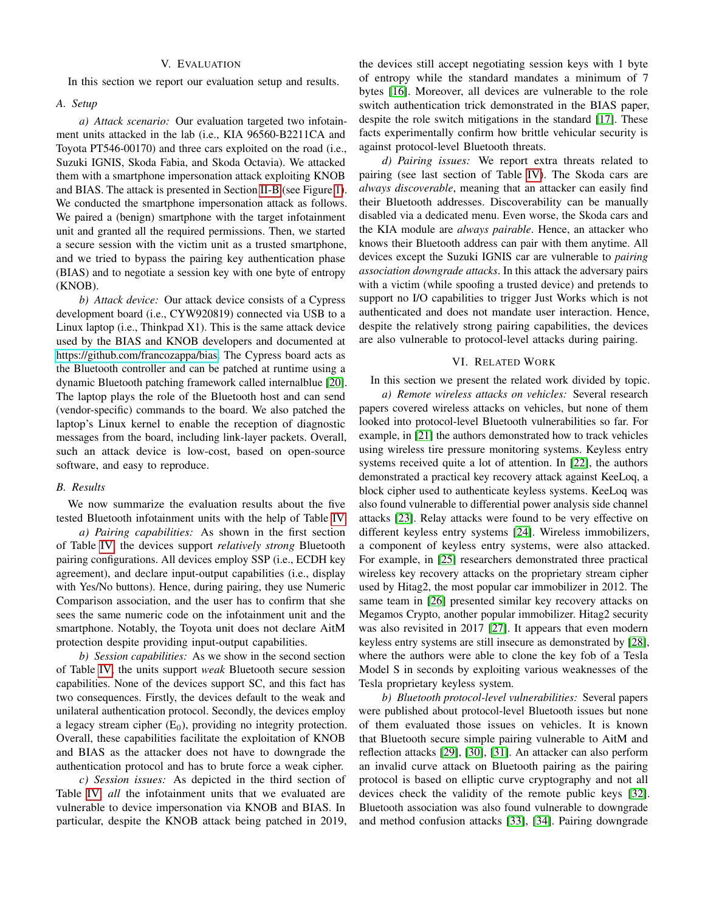## V. Evaluation

In this section we report our evaluation setup and results.

### A. Setup

*a) Attack scenario:* Our evaluation targeted two infotainment units attacked in the lab (i.e., KIA 96560-B2211CA and Toyota PT546-00170) and three cars exploited on the road (i.e., Suzuki IGNIS, Skoda Fabia, and Skoda Octavia). We attacked them with a smartphone impersonation attack exploiting KNOB and BIAS. The attack is presented in Section II-B (see Figure 1). We conducted the smartphone impersonation attack as follows. We paired a (benign) smartphone with the target infotainment unit and granted all the required permissions. Then, we started a secure session with the victim unit as a trusted smartphone, and we tried to bypass the pairing key authentication phase (BIAS) and to negotiate a session key with one byte of entropy (KNOB).

*b) Attack device:* Our attack device consists of a Cypress development board (i.e., CYW920819) connected via USB to a Linux laptop (i.e., Thinkpad X1). This is the same attack device used by the BIAS and KNOB developers and documented at https://github.com/francozappa/bias. The Cypress board acts as the Bluetooth controller and can be patched at runtime using a dynamic Bluetooth patching framework called internalblue [20]. The laptop plays the role of the Bluetooth host and can send (vendor-specific) commands to the board. We also patched the laptop's Linux kernel to enable the reception of diagnostic messages from the board, including link-layer packets. Overall, such an attack device is low-cost, based on open-source software, and easy to reproduce.

### B. Results

We now summarize the evaluation results about the five tested Bluetooth infotainment units with the help of Table IV.

*a) Pairing capabilities:* As shown in the first section of Table IV, the devices support *relatively strong* Bluetooth pairing configurations. All devices employ SSP (i.e., ECDH key agreement), and declare input-output capabilities (i.e., display with Yes/No buttons). Hence, during pairing, they use Numeric Comparison association, and the user has to confirm that she sees the same numeric code on the infotainment unit and the smartphone. Notably, the Toyota unit does not declare AitM protection despite providing input-output capabilities.

*b) Session capabilities:* As we show in the second section of Table IV, the units support *weak* Bluetooth secure session capabilities. None of the devices support SC, and this fact has two consequences. Firstly, the devices default to the weak and unilateral authentication protocol. Secondly, the devices employ a legacy stream cipher ($E_0$), providing no integrity protection. Overall, these capabilities facilitate the exploitation of KNOB and BIAS as the attacker does not have to downgrade the authentication protocol and has to brute force a weak cipher.

*c) Session issues:* As depicted in the third section of Table IV, *all* the infotainment units that we evaluated are vulnerable to device impersonation via KNOB and BIAS. In particular, despite the KNOB attack being patched in 2019, the devices still accept negotiating session keys with 1 byte of entropy while the standard mandates a minimum of 7 bytes [16]. Moreover, all devices are vulnerable to the role switch authentication trick demonstrated in the BIAS paper, despite the role switch mitigations in the standard [17]. These facts experimentally confirm how brittle vehicular security is against protocol-level Bluetooth threats.

*d) Pairing issues:* We report extra threats related to pairing (see last section of Table IV). The Skoda cars are *always discoverable*, meaning that an attacker can easily find their Bluetooth addresses. Discoverability can be manually disabled via a dedicated menu. Even worse, the Skoda cars and the KIA module are *always pairable*. Hence, an attacker who knows their Bluetooth address can pair with them anytime. All devices except the Suzuki IGNIS car are vulnerable to *pairing association downgrade attacks*. In this attack the adversary pairs with a victim (while spoofing a trusted device) and pretends to support no I/O capabilities to trigger Just Works which is not authenticated and does not mandate user interaction. Hence, despite the relatively strong pairing capabilities, the devices are also vulnerable to protocol-level attacks during pairing.

## VI. Related Work

In this section we present the related work divided by topic.

*a) Remote wireless attacks on vehicles:* Several research papers covered wireless attacks on vehicles, but none of them looked into protocol-level Bluetooth vulnerabilities so far. For example, in [21] the authors demonstrated how to track vehicles using wireless tire pressure monitoring systems. Keyless entry systems received quite a lot of attention. In [22], the authors demonstrated a practical key recovery attack against KeeLoq, a block cipher used to authenticate keyless systems. KeeLoq was also found vulnerable to differential power analysis side channel attacks [23]. Relay attacks were found to be very effective on different keyless entry systems [24]. Wireless immobilizers, a component of keyless entry systems, were also attacked. For example, in [25] researchers demonstrated three practical wireless key recovery attacks on the proprietary stream cipher used by Hitag2, the most popular car immobilizer in 2012. The same team in [26] presented similar key recovery attacks on Megamos Crypto, another popular immobilizer. Hitag2 security was also revisited in 2017 [27]. It appears that even modern keyless entry systems are still insecure as demonstrated by [28], where the authors were able to clone the key fob of a Tesla Model S in seconds by exploiting various weaknesses of the Tesla proprietary keyless system.

*b) Bluetooth protocol-level vulnerabilities:* Several papers were published about protocol-level Bluetooth issues but none of them evaluated those issues on vehicles. It is known that Bluetooth secure simple pairing vulnerable to AitM and reflection attacks [29], [30], [31]. An attacker can also perform an invalid curve attack on Bluetooth pairing as the pairing protocol is based on elliptic curve cryptography and not all devices check the validity of the remote public keys [32]. Bluetooth association was also found vulnerable to downgrade and method confusion attacks [33], [34]. Pairing downgrade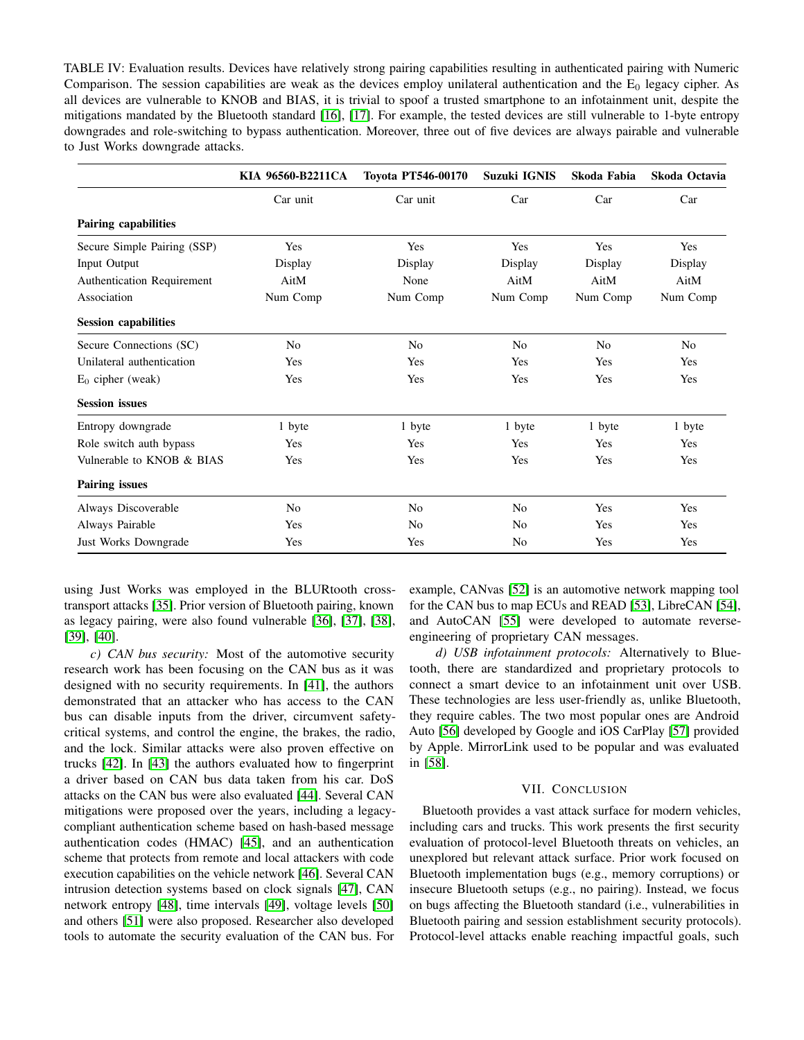TABLE IV: Evaluation results. Devices have relatively strong pairing capabilities resulting in authenticated pairing with Numeric Comparison. The session capabilities are weak as the devices employ unilateral authentication and the $E_0$ legacy cipher. As all devices are vulnerable to KNOB and BIAS, it is trivial to spoof a trusted smartphone to an infotainment unit, despite the mitigations mandated by the Bluetooth standard [16], [17]. For example, the tested devices are still vulnerable to 1-byte entropy downgrades and role-switching to bypass authentication. Moreover, three out of five devices are always pairable and vulnerable to Just Works downgrade attacks.

| | **KIA 96560-B2211CA** | **Toyota PT546-00170** | **Suzuki IGNIS** | **Skoda Fabia** | **Skoda Octavia** |
|---|---|---|---|---|---|
| | Car unit | Car unit | Car | Car | Car |
| **Pairing capabilities** | | | | | |
| Secure Simple Pairing (SSP) | Yes | Yes | Yes | Yes | Yes |
| Input Output | Display | Display | Display | Display | Display |
| Authentication Requirement | AitM | None | AitM | AitM | AitM |
| Association | Num Comp | Num Comp | Num Comp | Num Comp | Num Comp |
| **Session capabilities** | | | | | |
| Secure Connections (SC) | No | No | No | No | No |
| Unilateral authentication | Yes | Yes | Yes | Yes | Yes |
| $E_0$ cipher (weak) | Yes | Yes | Yes | Yes | Yes |
| **Session issues** | | | | | |
| Entropy downgrade | 1 byte | 1 byte | 1 byte | 1 byte | 1 byte |
| Role switch auth bypass | Yes | Yes | Yes | Yes | Yes |
| Vulnerable to KNOB & BIAS | Yes | Yes | Yes | Yes | Yes |
| **Pairing issues** | | | | | |
| Always Discoverable | No | No | No | Yes | Yes |
| Always Pairable | Yes | No | No | Yes | Yes |
| Just Works Downgrade | Yes | Yes | No | Yes | Yes |

using Just Works was employed in the BLURtooth cross-transport attacks [35]. Prior version of Bluetooth pairing, known as legacy pairing, were also found vulnerable [36], [37], [38], [39], [40].

*c) CAN bus security:* Most of the automotive security research work has been focusing on the CAN bus as it was designed with no security requirements. In [41], the authors demonstrated that an attacker who has access to the CAN bus can disable inputs from the driver, circumvent safety-critical systems, and control the engine, the brakes, the radio, and the lock. Similar attacks were also proven effective on trucks [42]. In [43] the authors evaluated how to fingerprint a driver based on CAN bus data taken from his car. DoS attacks on the CAN bus were also evaluated [44]. Several CAN mitigations were proposed over the years, including a legacy-compliant authentication scheme based on hash-based message authentication codes (HMAC) [45], and an authentication scheme that protects from remote and local attackers with code execution capabilities on the vehicle network [46]. Several CAN intrusion detection systems based on clock signals [47], CAN network entropy [48], time intervals [49], voltage levels [50] and others [51] were also proposed. Researcher also developed tools to automate the security evaluation of the CAN bus. For example, CANvas [52] is an automotive network mapping tool for the CAN bus to map ECUs and READ [53], LibreCAN [54], and AutoCAN [55] were developed to automate reverse-engineering of proprietary CAN messages.

*d) USB infotainment protocols:* Alternatively to Bluetooth, there are standardized and proprietary protocols to connect a smart device to an infotainment unit over USB. These technologies are less user-friendly as, unlike Bluetooth, they require cables. The two most popular ones are Android Auto [56] developed by Google and iOS CarPlay [57] provided by Apple. MirrorLink used to be popular and was evaluated in [58].

## VII. Conclusion

Bluetooth provides a vast attack surface for modern vehicles, including cars and trucks. This work presents the first security evaluation of protocol-level Bluetooth threats on vehicles, an unexplored but relevant attack surface. Prior work focused on Bluetooth implementation bugs (e.g., memory corruptions) or insecure Bluetooth setups (e.g., no pairing). Instead, we focus on bugs affecting the Bluetooth standard (i.e., vulnerabilities in Bluetooth pairing and session establishment security protocols). Protocol-level attacks enable reaching impactful goals, such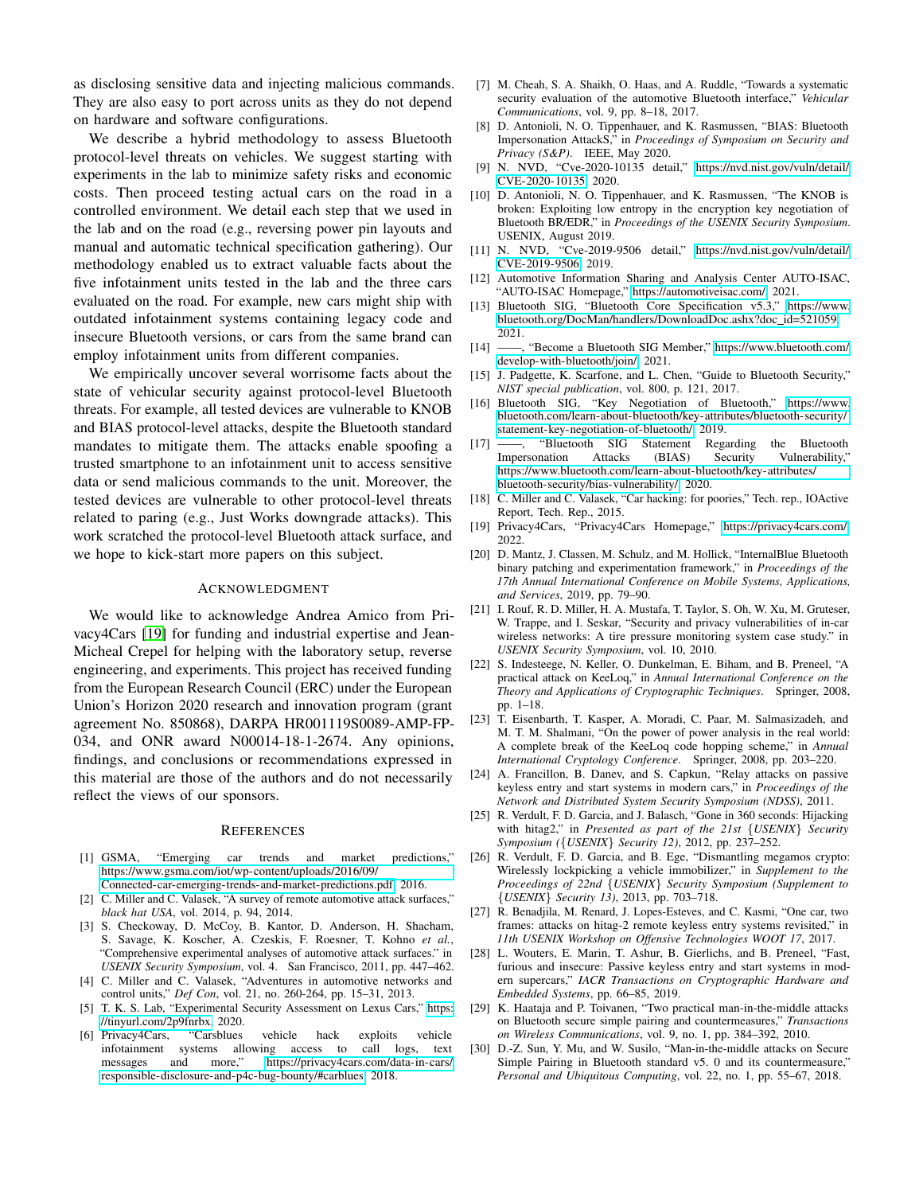as disclosing sensitive data and injecting malicious commands. They are also easy to port across units as they do not depend on hardware and software configurations.

We describe a hybrid methodology to assess Bluetooth protocol-level threats on vehicles. We suggest starting with experiments in the lab to minimize safety risks and economic costs. Then proceed testing actual cars on the road in a controlled environment. We detail each step that we used in the lab and on the road (e.g., reversing power pin layouts and manual and automatic technical specification gathering). Our methodology enabled us to extract valuable facts about the five infotainment units tested in the lab and the three cars evaluated on the road. For example, new cars might ship with outdated infotainment systems containing legacy code and insecure Bluetooth versions, or cars from the same brand can employ infotainment units from different companies.

We empirically uncover several worrisome facts about the state of vehicular security against protocol-level Bluetooth threats. For example, all tested devices are vulnerable to KNOB and BIAS protocol-level attacks, despite the Bluetooth standard mandates to mitigate them. The attacks enable spoofing a trusted smartphone to an infotainment unit to access sensitive data or send malicious commands to the unit. Moreover, the tested devices are vulnerable to other protocol-level threats related to paring (e.g., Just Works downgrade attacks). This work scratched the protocol-level Bluetooth attack surface, and we hope to kick-start more papers on this subject.

## Acknowledgment

We would like to acknowledge Andrea Amico from Privacy4Cars [19] for funding and industrial expertise and Jean-Micheal Crepel for helping with the laboratory setup, reverse engineering, and experiments. This project has received funding from the European Research Council (ERC) under the European Union's Horizon 2020 research and innovation program (grant agreement No. 850868), DARPA HR001119S0089-AMP-FP-034, and ONR award N00014-18-1-2674. Any opinions, findings, and conclusions or recommendations expressed in this material are those of the authors and do not necessarily reflect the views of our sponsors.

## References

[1] GSMA, "Emerging car trends and market predictions," https://www.gsma.com/iot/wp-content/uploads/2016/09/Connected-car-emerging-trends-and-market-predictions.pdf, 2016.

[2] C. Miller and C. Valasek, "A survey of remote automotive attack surfaces," *black hat USA*, vol. 2014, p. 94, 2014.

[3] S. Checkoway, D. McCoy, B. Kantor, D. Anderson, H. Shacham, S. Savage, K. Koscher, A. Czeskis, F. Roesner, T. Kohno *et al.*, "Comprehensive experimental analyses of automotive attack surfaces." in *USENIX Security Symposium*, vol. 4. San Francisco, 2011, pp. 447–462.

[4] C. Miller and C. Valasek, "Adventures in automotive networks and control units," *Def Con*, vol. 21, no. 260-264, pp. 15–31, 2013.

[5] T. K. S. Lab, "Experimental Security Assessment on Lexus Cars," https://tinyurl.com/2p9fnrbx, 2020.

[6] Privacy4Cars, "Carsblues vehicle hack exploits vehicle infotainment systems allowing access to call logs, text messages and more," https://privacy4cars.com/data-in-cars/responsible-disclosure-and-p4c-bug-bounty/#carblues, 2018.

[7] M. Cheah, S. A. Shaikh, O. Haas, and A. Ruddle, "Towards a systematic security evaluation of the automotive Bluetooth interface," *Vehicular Communications*, vol. 9, pp. 8–18, 2017.

[8] D. Antonioli, N. O. Tippenhauer, and K. Rasmussen, "BIAS: Bluetooth Impersonation AttackS," in *Proceedings of Symposium on Security and Privacy (S&P)*. IEEE, May 2020.

[9] N. NVD, "Cve-2020-10135 detail," https://nvd.nist.gov/vuln/detail/CVE-2020-10135, 2020.

[10] D. Antonioli, N. O. Tippenhauer, and K. Rasmussen, "The KNOB is broken: Exploiting low entropy in the encryption key negotiation of Bluetooth BR/EDR," in *Proceedings of the USENIX Security Symposium*. USENIX, August 2019.

[11] N. NVD, "Cve-2019-9506 detail," https://nvd.nist.gov/vuln/detail/CVE-2019-9506, 2019.

[12] Automotive Information Sharing and Analysis Center AUTO-ISAC, "AUTO-ISAC Homepage," https://automotiveisac.com/, 2021.

[13] Bluetooth SIG, "Bluetooth Core Specification v5.3," https://www.bluetooth.org/DocMan/handlers/DownloadDoc.ashx?doc_id=521059, 2021.

[14] ——, "Become a Bluetooth SIG Member," https://www.bluetooth.com/develop-with-bluetooth/join/, 2021.

[15] J. Padgette, K. Scarfone, and L. Chen, "Guide to Bluetooth Security," *NIST special publication*, vol. 800, p. 121, 2017.

[16] Bluetooth SIG, "Key Negotiation of Bluetooth," https://www.bluetooth.com/learn-about-bluetooth/key-attributes/bluetooth-security/statement-key-negotiation-of-bluetooth/, 2019.

[17] ——, "Bluetooth SIG Statement Regarding the Bluetooth Impersonation Attacks (BIAS) Security Vulnerability," https://www.bluetooth.com/learn-about-bluetooth/key-attributes/bluetooth-security/bias-vulnerability/, 2020.

[18] C. Miller and C. Valasek, "Car hacking: for poories," Tech. rep., IOActive Report, Tech. Rep., 2015.

[19] Privacy4Cars, "Privacy4Cars Homepage," https://privacy4cars.com/, 2022.

[20] D. Mantz, J. Classen, M. Schulz, and M. Hollick, "InternalBlue Bluetooth binary patching and experimentation framework," in *Proceedings of the 17th Annual International Conference on Mobile Systems, Applications, and Services*, 2019, pp. 79–90.

[21] I. Rouf, R. D. Miller, H. A. Mustafa, T. Taylor, S. Oh, W. Xu, M. Gruteser, W. Trappe, and I. Seskar, "Security and privacy vulnerabilities of in-car wireless networks: A tire pressure monitoring system case study." in *USENIX Security Symposium*, vol. 10, 2010.

[22] S. Indesteege, N. Keller, O. Dunkelman, E. Biham, and B. Preneel, "A practical attack on KeeLoq," in *Annual International Conference on the Theory and Applications of Cryptographic Techniques*. Springer, 2008, pp. 1–18.

[23] T. Eisenbarth, T. Kasper, A. Moradi, C. Paar, M. Salmasizadeh, and M. T. M. Shalmani, "On the power of power analysis in the real world: A complete break of the KeeLoq code hopping scheme," in *Annual International Cryptology Conference*. Springer, 2008, pp. 203–220.

[24] A. Francillon, B. Danev, and S. Capkun, "Relay attacks on passive keyless entry and start systems in modern cars," in *Proceedings of the Network and Distributed System Security Symposium (NDSS)*, 2011.

[25] R. Verdult, F. D. Garcia, and J. Balasch, "Gone in 360 seconds: Hijacking with hitag2," in *Presented as part of the 21st {USENIX} Security Symposium ({USENIX} Security 12)*, 2012, pp. 237–252.

[26] R. Verdult, F. D. Garcia, and B. Ege, "Dismantling megamos crypto: Wirelessly lockpicking a vehicle immobilizer," in *Supplement to the Proceedings of 22nd {USENIX} Security Symposium (Supplement to {USENIX} Security 13)*, 2013, pp. 703–718.

[27] R. Benadjila, M. Renard, J. Lopes-Esteves, and C. Kasmi, "One car, two frames: attacks on hitag-2 remote keyless entry systems revisited," in *11th USENIX Workshop on Offensive Technologies WOOT 17*, 2017.

[28] L. Wouters, E. Marin, T. Ashur, B. Gierlichs, and B. Preneel, "Fast, furious and insecure: Passive keyless entry and start systems in modern supercars," *IACR Transactions on Cryptographic Hardware and Embedded Systems*, pp. 66–85, 2019.

[29] K. Haataja and P. Toivanen, "Two practical man-in-the-middle attacks on Bluetooth secure simple pairing and countermeasures," *Transactions on Wireless Communications*, vol. 9, no. 1, pp. 384–392, 2010.

[30] D.-Z. Sun, Y. Mu, and W. Susilo, "Man-in-the-middle attacks on Secure Simple Pairing in Bluetooth standard v5. 0 and its countermeasure," *Personal and Ubiquitous Computing*, vol. 22, no. 1, pp. 55–67, 2018.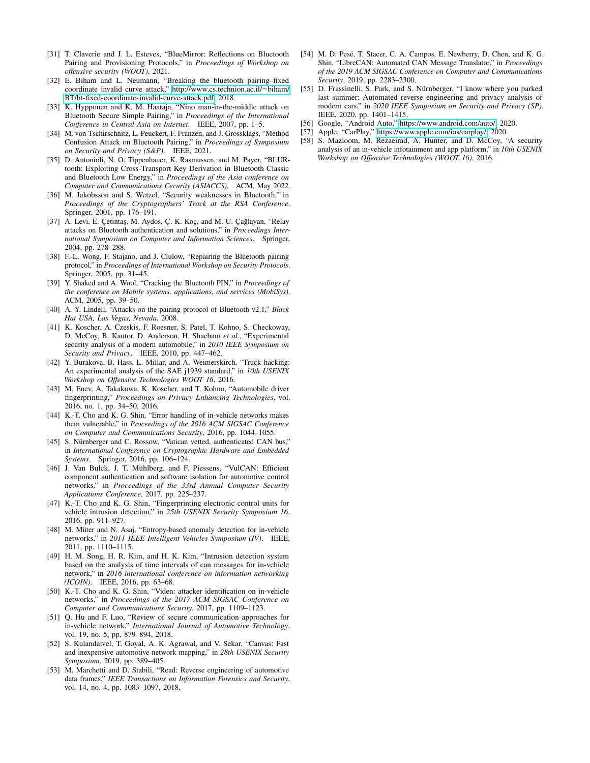[31] T. Claverie and J. L. Esteves, "BlueMirror: Reflections on Bluetooth Pairing and Provisioning Protocols," in *Proceedings of Workshop on offensive security (WOOT)*, 2021.

[32] E. Biham and L. Neumann, "Breaking the bluetooth pairing–fixed coordinate invalid curve attack," http://www.cs.technion.ac.il/~biham/BT/bt-fixed-coordinate-invalid-curve-attack.pdf, 2018.

[33] K. Hypponen and K. M. Haataja, "Nino man-in-the-middle attack on Bluetooth Secure Simple Pairing," in *Proceedings of the International Conference in Central Asia on Internet*. IEEE, 2007, pp. 1–5.

[34] M. von Tschirschnitz, L. Peuckert, F. Franzen, and J. Grossklags, "Method Confusion Attack on Bluetooth Pairing," in *Proceedings of Symposium on Security and Privacy (S&P)*. IEEE, 2021.

[35] D. Antonioli, N. O. Tippenhauer, K. Rasmussen, and M. Payer, "BLURtooth: Exploiting Cross-Transport Key Derivation in Bluetooth Classic and Bluetooth Low Energy," in *Proceedings of the Asia conference on Computer and Communications Cecurity (ASIACCS)*. ACM, May 2022.

[36] M. Jakobsson and S. Wetzel, "Security weaknesses in Bluetooth," in *Proceedings of the Cryptographers' Track at the RSA Conference*. Springer, 2001, pp. 176–191.

[37] A. Levi, E. Çetintaş, M. Aydos, Ç. K. Koç, and M. U. Çağlayan, "Relay attacks on Bluetooth authentication and solutions," in *Proceedings International Symposium on Computer and Information Sciences*. Springer, 2004, pp. 278–288.

[38] F.-L. Wong, F. Stajano, and J. Clulow, "Repairing the Bluetooth pairing protocol," in *Proceedings of International Workshop on Security Protocols*. Springer, 2005, pp. 31–45.

[39] Y. Shaked and A. Wool, "Cracking the Bluetooth PIN," in *Proceedings of the conference on Mobile systems, applications, and services (MobiSys)*. ACM, 2005, pp. 39–50.

[40] A. Y. Lindell, "Attacks on the pairing protocol of Bluetooth v2.1," *Black Hat USA, Las Vegas, Nevada*, 2008.

[41] K. Koscher, A. Czeskis, F. Roesner, S. Patel, T. Kohno, S. Checkoway, D. McCoy, B. Kantor, D. Anderson, H. Shacham *et al.*, "Experimental security analysis of a modern automobile," in *2010 IEEE Symposium on Security and Privacy*. IEEE, 2010, pp. 447–462.

[42] Y. Burakova, B. Hass, L. Millar, and A. Weimerskirch, "Truck hacking: An experimental analysis of the SAE j1939 standard," in *10th USENIX Workshop on Offensive Technologies WOOT 16*, 2016.

[43] M. Enev, A. Takakuwa, K. Koscher, and T. Kohno, "Automobile driver fingerprinting," *Proceedings on Privacy Enhancing Technologies*, vol. 2016, no. 1, pp. 34–50, 2016.

[44] K.-T. Cho and K. G. Shin, "Error handling of in-vehicle networks makes them vulnerable," in *Proceedings of the 2016 ACM SIGSAC Conference on Computer and Communications Security*, 2016, pp. 1044–1055.

[45] S. Nürnberger and C. Rossow, "Vatican vetted, authenticated CAN bus," in *International Conference on Cryptographic Hardware and Embedded Systems*. Springer, 2016, pp. 106–124.

[46] J. Van Bulck, J. T. Mühlberg, and F. Piessens, "VulCAN: Efficient component authentication and software isolation for automotive control networks," in *Proceedings of the 33rd Annual Computer Security Applications Conference*, 2017, pp. 225–237.

[47] K.-T. Cho and K. G. Shin, "Fingerprinting electronic control units for vehicle intrusion detection," in *25th USENIX Security Symposium 16*, 2016, pp. 911–927.

[48] M. Müter and N. Asaj, "Entropy-based anomaly detection for in-vehicle networks," in *2011 IEEE Intelligent Vehicles Symposium (IV)*. IEEE, 2011, pp. 1110–1115.

[49] H. M. Song, H. R. Kim, and H. K. Kim, "Intrusion detection system based on the analysis of time intervals of can messages for in-vehicle network," in *2016 international conference on information networking (ICOIN)*. IEEE, 2016, pp. 63–68.

[50] K.-T. Cho and K. G. Shin, "Viden: attacker identification on in-vehicle networks," in *Proceedings of the 2017 ACM SIGSAC Conference on Computer and Communications Security*, 2017, pp. 1109–1123.

[51] Q. Hu and F. Luo, "Review of secure communication approaches for in-vehicle network," *International Journal of Automotive Technology*, vol. 19, no. 5, pp. 879–894, 2018.

[52] S. Kulandaivel, T. Goyal, A. K. Agrawal, and V. Sekar, "Canvas: Fast and inexpensive automotive network mapping," in *28th USENIX Security Symposium*, 2019, pp. 389–405.

[53] M. Marchetti and D. Stabili, "Read: Reverse engineering of automotive data frames," *IEEE Transactions on Information Forensics and Security*, vol. 14, no. 4, pp. 1083–1097, 2018.

[54] M. D. Pesé, T. Stacer, C. A. Campos, E. Newberry, D. Chen, and K. G. Shin, "LibreCAN: Automated CAN Message Translator," in *Proceedings of the 2019 ACM SIGSAC Conference on Computer and Communications Security*, 2019, pp. 2283–2300.

[55] D. Frassinelli, S. Park, and S. Nürnberger, "I know where you parked last summer: Automated reverse engineering and privacy analysis of modern cars," in *2020 IEEE Symposium on Security and Privacy (SP)*. IEEE, 2020, pp. 1401–1415.

[56] Google, "Android Auto," https://www.android.com/auto/, 2020.

[57] Apple, "CarPlay," https://www.apple.com/ios/carplay/, 2020.

[58] S. Mazloom, M. Rezaeirad, A. Hunter, and D. McCoy, "A security analysis of an in-vehicle infotainment and app platform," in *10th USENIX Workshop on Offensive Technologies (WOOT 16)*, 2016.